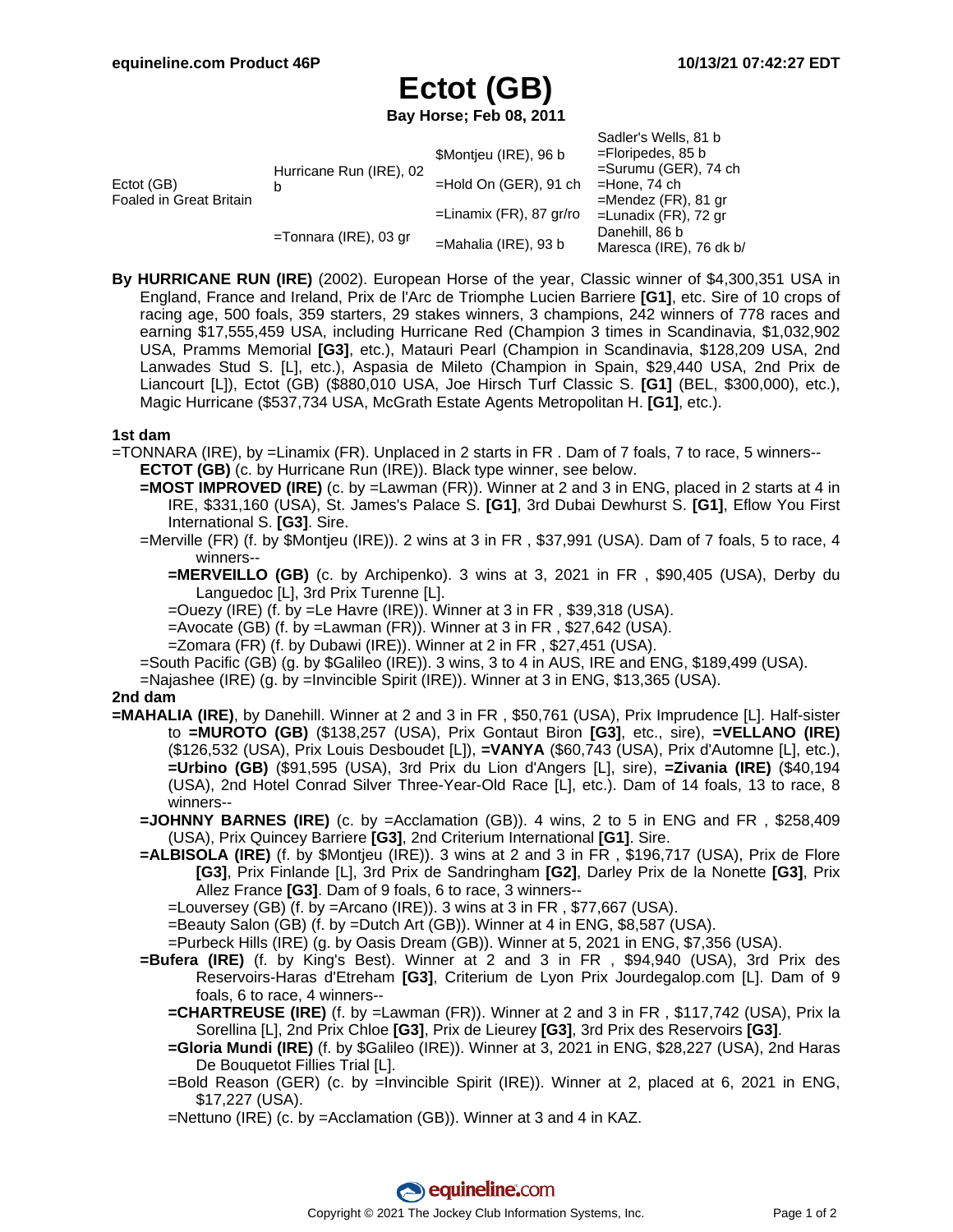# Ectot (GB)

**Bay Horse; Feb 08, 2011**

| | | | |
|---|---|---|---|
| Ectot (GB) Foaled in Great Britain | Hurricane Run (IRE), 02 b | $Montjeu (IRE), 96 b | Sadler's Wells, 81 b |
| | | | =Floripedes, 85 b |
| | | =Hold On (GER), 91 ch | =Surumu (GER), 74 ch |
| | | | =Hone, 74 ch |
| | =Tonnara (IRE), 03 gr | =Linamix (FR), 87 gr/ro | =Mendez (FR), 81 gr |
| | | | =Lunadix (FR), 72 gr |
| | | =Mahalia (IRE), 93 b | Danehill, 86 b |
| | | | Maresca (IRE), 76 dk b/ |

**By HURRICANE RUN (IRE)** (2002). European Horse of the year, Classic winner of $4,300,351 USA in England, France and Ireland, Prix de l'Arc de Triomphe Lucien Barriere **[G1]**, etc. Sire of 10 crops of racing age, 500 foals, 359 starters, 29 stakes winners, 3 champions, 242 winners of 778 races and earning $17,555,459 USA, including Hurricane Red (Champion 3 times in Scandinavia, $1,032,902 USA, Pramms Memorial **[G3]**, etc.), Matauri Pearl (Champion in Scandinavia, $128,209 USA, 2nd Lanwades Stud S. [L], etc.), Aspasia de Mileto (Champion in Spain, $29,440 USA, 2nd Prix de Liancourt [L]), Ectot (GB) ($880,010 USA, Joe Hirsch Turf Classic S. **[G1]** (BEL, $300,000), etc.), Magic Hurricane ($537,734 USA, McGrath Estate Agents Metropolitan H. **[G1]**, etc.).

**1st dam**

=TONNARA (IRE), by =Linamix (FR). Unplaced in 2 starts in FR . Dam of 7 foals, 7 to race, 5 winners--

- **ECTOT (GB)** (c. by Hurricane Run (IRE)). Black type winner, see below.
- **=MOST IMPROVED (IRE)** (c. by =Lawman (FR)). Winner at 2 and 3 in ENG, placed in 2 starts at 4 in IRE, $331,160 (USA), St. James's Palace S. **[G1]**, 3rd Dubai Dewhurst S. **[G1]**, Eflow You First International S. **[G3]**. Sire.
- =Merville (FR) (f. by $Montjeu (IRE)). 2 wins at 3 in FR , $37,991 (USA). Dam of 7 foals, 5 to race, 4 winners--
  - **=MERVEILLO (GB)** (c. by Archipenko). 3 wins at 3, 2021 in FR , $90,405 (USA), Derby du Languedoc [L], 3rd Prix Turenne [L].
  - =Ouezy (IRE) (f. by =Le Havre (IRE)). Winner at 3 in FR , $39,318 (USA).
  - =Avocate (GB) (f. by =Lawman (FR)). Winner at 3 in FR , $27,642 (USA).
  - =Zomara (FR) (f. by Dubawi (IRE)). Winner at 2 in FR , $27,451 (USA).
- =South Pacific (GB) (g. by $Galileo (IRE)). 3 wins, 3 to 4 in AUS, IRE and ENG, $189,499 (USA).
- =Najashee (IRE) (g. by =Invincible Spirit (IRE)). Winner at 3 in ENG, $13,365 (USA).

**2nd dam**

**=MAHALIA (IRE)**, by Danehill. Winner at 2 and 3 in FR , $50,761 (USA), Prix Imprudence [L]. Half-sister to **=MUROTO (GB)** ($138,257 (USA), Prix Gontaut Biron **[G3]**, etc., sire), **=VELLANO (IRE)** ($126,532 (USA), Prix Louis Desboudet [L]), **=VANYA** ($60,743 (USA), Prix d'Automne [L], etc.), **=Urbino (GB)** ($91,595 (USA), 3rd Prix du Lion d'Angers [L], sire), **=Zivania (IRE)** ($40,194 (USA), 2nd Hotel Conrad Silver Three-Year-Old Race [L], etc.). Dam of 14 foals, 13 to race, 8 winners--

- **=JOHNNY BARNES (IRE)** (c. by =Acclamation (GB)). 4 wins, 2 to 5 in ENG and FR , $258,409 (USA), Prix Quincey Barriere **[G3]**, 2nd Criterium International **[G1]**. Sire.
- **=ALBISOLA (IRE)** (f. by $Montjeu (IRE)). 3 wins at 2 and 3 in FR , $196,717 (USA), Prix de Flore **[G3]**, Prix Finlande [L], 3rd Prix de Sandringham **[G2]**, Darley Prix de la Nonette **[G3]**, Prix Allez France **[G3]**. Dam of 9 foals, 6 to race, 3 winners--
  - =Louversey (GB) (f. by =Arcano (IRE)). 3 wins at 3 in FR , $77,667 (USA).
  - =Beauty Salon (GB) (f. by =Dutch Art (GB)). Winner at 4 in ENG, $8,587 (USA).
  - =Purbeck Hills (IRE) (g. by Oasis Dream (GB)). Winner at 5, 2021 in ENG, $7,356 (USA).
- **=Bufera (IRE)** (f. by King's Best). Winner at 2 and 3 in FR , $94,940 (USA), 3rd Prix des Reservoirs-Haras d'Etreham **[G3]**, Criterium de Lyon Prix Jourdegalop.com [L]. Dam of 9 foals, 6 to race, 4 winners--
  - **=CHARTREUSE (IRE)** (f. by =Lawman (FR)). Winner at 2 and 3 in FR , $117,742 (USA), Prix la Sorellina [L], 2nd Prix Chloe **[G3]**, Prix de Lieurey **[G3]**, 3rd Prix des Reservoirs **[G3]**.
  - **=Gloria Mundi (IRE)** (f. by $Galileo (IRE)). Winner at 3, 2021 in ENG, $28,227 (USA), 2nd Haras De Bouquetot Fillies Trial [L].
  - =Bold Reason (GER) (c. by =Invincible Spirit (IRE)). Winner at 2, placed at 6, 2021 in ENG, $17,227 (USA).
  - =Nettuno (IRE) (c. by =Acclamation (GB)). Winner at 3 and 4 in KAZ.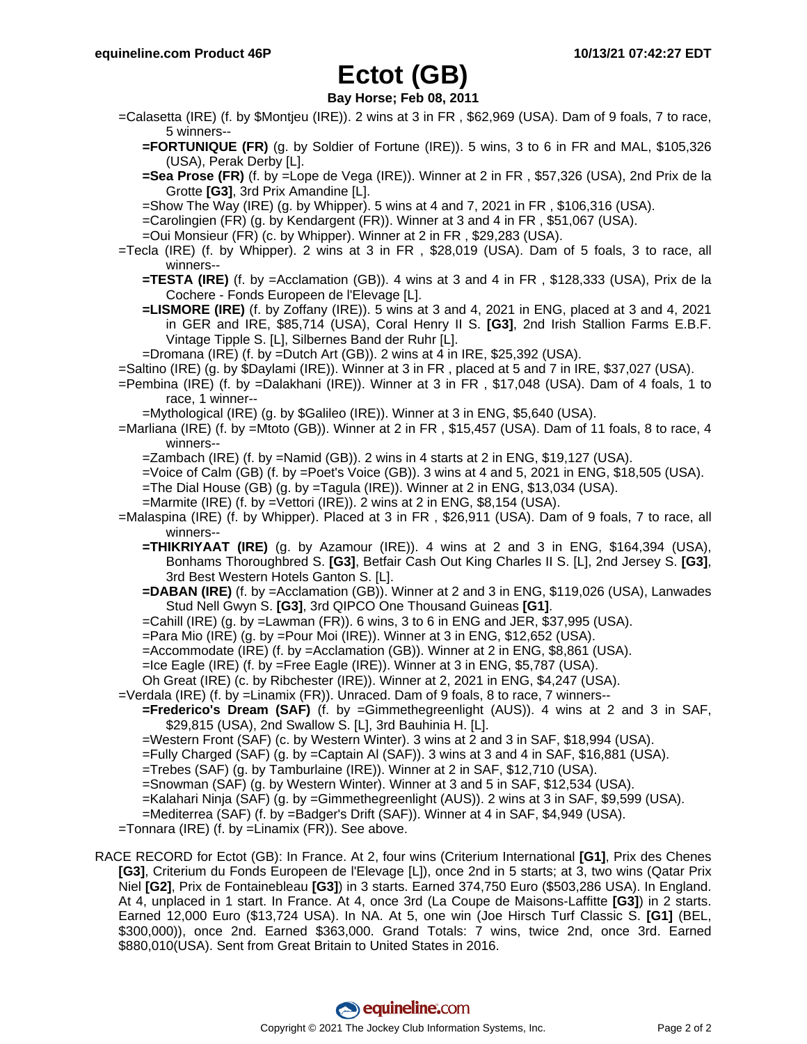# Ectot (GB)

**Bay Horse; Feb 08, 2011**

- =Calasetta (IRE) (f. by $Montjeu (IRE)). 2 wins at 3 in FR , $62,969 (USA). Dam of 9 foals, 7 to race, 5 winners--
  - **=FORTUNIQUE (FR)** (g. by Soldier of Fortune (IRE)). 5 wins, 3 to 6 in FR and MAL, $105,326 (USA), Perak Derby [L].
  - **=Sea Prose (FR)** (f. by =Lope de Vega (IRE)). Winner at 2 in FR , $57,326 (USA), 2nd Prix de la Grotte **[G3]**, 3rd Prix Amandine [L].
  - =Show The Way (IRE) (g. by Whipper). 5 wins at 4 and 7, 2021 in FR , $106,316 (USA).
  - =Carolingien (FR) (g. by Kendargent (FR)). Winner at 3 and 4 in FR , $51,067 (USA).
  - =Oui Monsieur (FR) (c. by Whipper). Winner at 2 in FR , $29,283 (USA).
- =Tecla (IRE) (f. by Whipper). 2 wins at 3 in FR , $28,019 (USA). Dam of 5 foals, 3 to race, all winners--
  - **=TESTA (IRE)** (f. by =Acclamation (GB)). 4 wins at 3 and 4 in FR , $128,333 (USA), Prix de la Cochere - Fonds Europeen de l'Elevage [L].
  - **=LISMORE (IRE)** (f. by Zoffany (IRE)). 5 wins at 3 and 4, 2021 in ENG, placed at 3 and 4, 2021 in GER and IRE, $85,714 (USA), Coral Henry II S. **[G3]**, 2nd Irish Stallion Farms E.B.F. Vintage Tipple S. [L], Silbernes Band der Ruhr [L].
  - =Dromana (IRE) (f. by =Dutch Art (GB)). 2 wins at 4 in IRE, $25,392 (USA).
- =Saltino (IRE) (g. by $Daylami (IRE)). Winner at 3 in FR , placed at 5 and 7 in IRE, $37,027 (USA).
- =Pembina (IRE) (f. by =Dalakhani (IRE)). Winner at 3 in FR , $17,048 (USA). Dam of 4 foals, 1 to race, 1 winner--
  - =Mythological (IRE) (g. by $Galileo (IRE)). Winner at 3 in ENG, $5,640 (USA).
- =Marliana (IRE) (f. by =Mtoto (GB)). Winner at 2 in FR , $15,457 (USA). Dam of 11 foals, 8 to race, 4 winners--
  - =Zambach (IRE) (f. by =Namid (GB)). 2 wins in 4 starts at 2 in ENG, $19,127 (USA).
  - =Voice of Calm (GB) (f. by =Poet's Voice (GB)). 3 wins at 4 and 5, 2021 in ENG, $18,505 (USA).
  - =The Dial House (GB) (g. by =Tagula (IRE)). Winner at 2 in ENG, $13,034 (USA).
  - =Marmite (IRE) (f. by =Vettori (IRE)). 2 wins at 2 in ENG, $8,154 (USA).
- =Malaspina (IRE) (f. by Whipper). Placed at 3 in FR , $26,911 (USA). Dam of 9 foals, 7 to race, all winners--
  - **=THIKRIYAAT (IRE)** (g. by Azamour (IRE)). 4 wins at 2 and 3 in ENG, $164,394 (USA), Bonhams Thoroughbred S. **[G3]**, Betfair Cash Out King Charles II S. [L], 2nd Jersey S. **[G3]**, 3rd Best Western Hotels Ganton S. [L].
  - **=DABAN (IRE)** (f. by =Acclamation (GB)). Winner at 2 and 3 in ENG, $119,026 (USA), Lanwades Stud Nell Gwyn S. **[G3]**, 3rd QIPCO One Thousand Guineas **[G1]**.
  - =Cahill (IRE) (g. by =Lawman (FR)). 6 wins, 3 to 6 in ENG and JER, $37,995 (USA).
  - =Para Mio (IRE) (g. by =Pour Moi (IRE)). Winner at 3 in ENG, $12,652 (USA).
  - =Accommodate (IRE) (f. by =Acclamation (GB)). Winner at 2 in ENG, $8,861 (USA).
  - =Ice Eagle (IRE) (f. by =Free Eagle (IRE)). Winner at 3 in ENG, $5,787 (USA).
  - Oh Great (IRE) (c. by Ribchester (IRE)). Winner at 2, 2021 in ENG, $4,247 (USA).
- =Verdala (IRE) (f. by =Linamix (FR)). Unraced. Dam of 9 foals, 8 to race, 7 winners--
  - **=Frederico's Dream (SAF)** (f. by =Gimmethegreenlight (AUS)). 4 wins at 2 and 3 in SAF, $29,815 (USA), 2nd Swallow S. [L], 3rd Bauhinia H. [L].
  - =Western Front (SAF) (c. by Western Winter). 3 wins at 2 and 3 in SAF, $18,994 (USA).
  - =Fully Charged (SAF) (g. by =Captain Al (SAF)). 3 wins at 3 and 4 in SAF, $16,881 (USA).
  - =Trebes (SAF) (g. by Tamburlaine (IRE)). Winner at 2 in SAF, $12,710 (USA).
  - =Snowman (SAF) (g. by Western Winter). Winner at 3 and 5 in SAF, $12,534 (USA).
  - =Kalahari Ninja (SAF) (g. by =Gimmethegreenlight (AUS)). 2 wins at 3 in SAF, $9,599 (USA).
  - =Mediterrea (SAF) (f. by =Badger's Drift (SAF)). Winner at 4 in SAF, $4,949 (USA).
- =Tonnara (IRE) (f. by =Linamix (FR)). See above.

RACE RECORD for Ectot (GB): In France. At 2, four wins (Criterium International **[G1]**, Prix des Chenes **[G3]**, Criterium du Fonds Europeen de l'Elevage [L]), once 2nd in 5 starts; at 3, two wins (Qatar Prix Niel **[G2]**, Prix de Fontainebleau **[G3]**) in 3 starts. Earned 374,750 Euro ($503,286 USA). In England. At 4, unplaced in 1 start. In France. At 4, once 3rd (La Coupe de Maisons-Laffitte **[G3]**) in 2 starts. Earned 12,000 Euro ($13,724 USA). In NA. At 5, one win (Joe Hirsch Turf Classic S. **[G1]** (BEL, $300,000)), once 2nd. Earned $363,000. Grand Totals: 7 wins, twice 2nd, once 3rd. Earned $880,010(USA). Sent from Great Britain to United States in 2016.